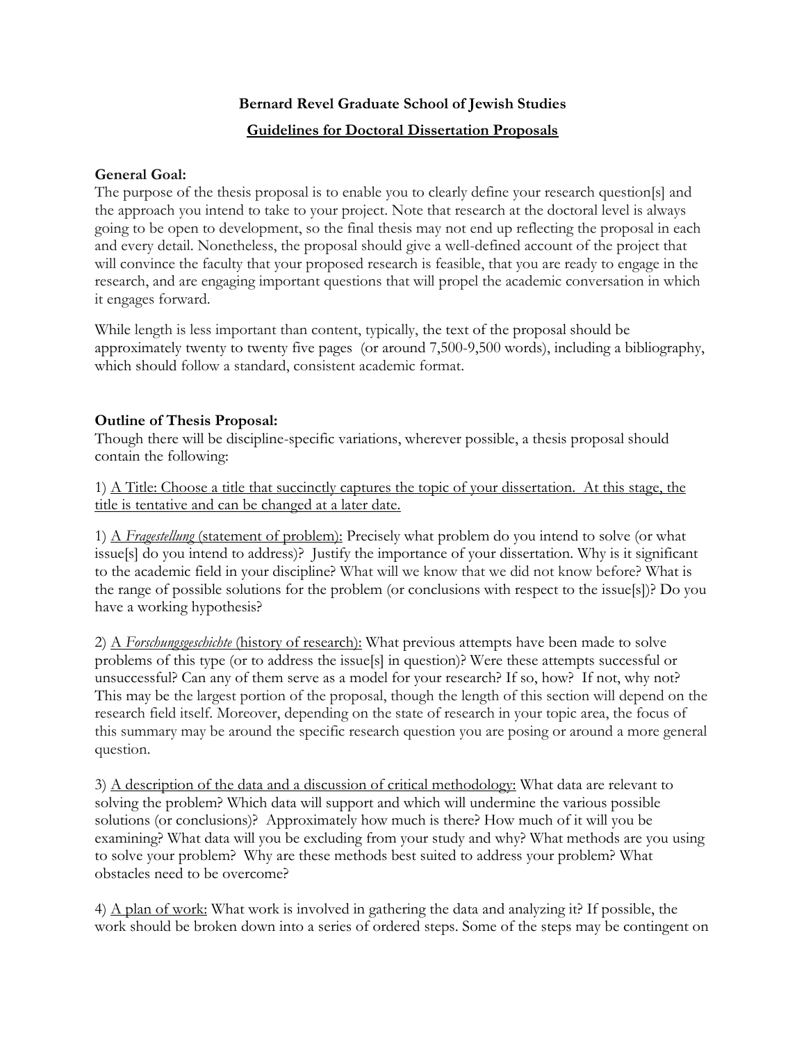**Bernard Revel Graduate School of Jewish Studies**

**<u>Guidelines for Doctoral Dissertation Proposals</u>**

**General Goal:**

The purpose of the thesis proposal is to enable you to clearly define your research question[s] and the approach you intend to take to your project. Note that research at the doctoral level is always going to be open to development, so the final thesis may not end up reflecting the proposal in each and every detail. Nonetheless, the proposal should give a well-defined account of the project that will convince the faculty that your proposed research is feasible, that you are ready to engage in the research, and are engaging important questions that will propel the academic conversation in which it engages forward.

While length is less important than content, typically, the text of the proposal should be approximately twenty to twenty five pages (or around 7,500-9,500 words), including a bibliography, which should follow a standard, consistent academic format.

**Outline of Thesis Proposal:**

Though there will be discipline-specific variations, wherever possible, a thesis proposal should contain the following:

1) <u>A Title: Choose a title that succinctly captures the topic of your dissertation. At this stage, the title is tentative and can be changed at a later date.</u>

1) <u>A *Fragestellung* (statement of problem):</u> Precisely what problem do you intend to solve (or what issue[s] do you intend to address)? Justify the importance of your dissertation. Why is it significant to the academic field in your discipline? What will we know that we did not know before? What is the range of possible solutions for the problem (or conclusions with respect to the issue[s])? Do you have a working hypothesis?

2) <u>A *Forschungsgeschichte* (history of research):</u> What previous attempts have been made to solve problems of this type (or to address the issue[s] in question)? Were these attempts successful or unsuccessful? Can any of them serve as a model for your research? If so, how? If not, why not? This may be the largest portion of the proposal, though the length of this section will depend on the research field itself. Moreover, depending on the state of research in your topic area, the focus of this summary may be around the specific research question you are posing or around a more general question.

3) <u>A description of the data and a discussion of critical methodology:</u> What data are relevant to solving the problem? Which data will support and which will undermine the various possible solutions (or conclusions)? Approximately how much is there? How much of it will you be examining? What data will you be excluding from your study and why? What methods are you using to solve your problem? Why are these methods best suited to address your problem? What obstacles need to be overcome?

4) <u>A plan of work:</u> What work is involved in gathering the data and analyzing it? If possible, the work should be broken down into a series of ordered steps. Some of the steps may be contingent on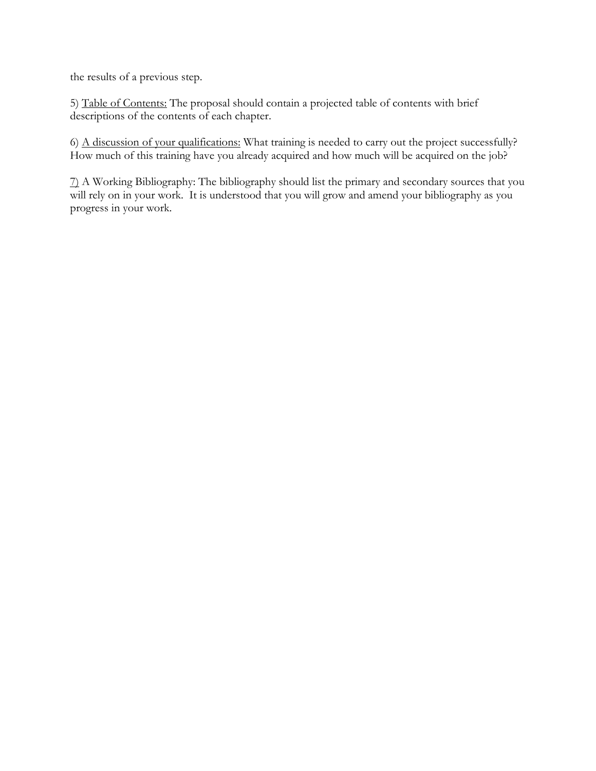the results of a previous step.

5) <u>Table of Contents:</u> The proposal should contain a projected table of contents with brief descriptions of the contents of each chapter.

6) <u>A discussion of your qualifications:</u> What training is needed to carry out the project successfully? How much of this training have you already acquired and how much will be acquired on the job?

<u>7)</u> A Working Bibliography: The bibliography should list the primary and secondary sources that you will rely on in your work. It is understood that you will grow and amend your bibliography as you progress in your work.